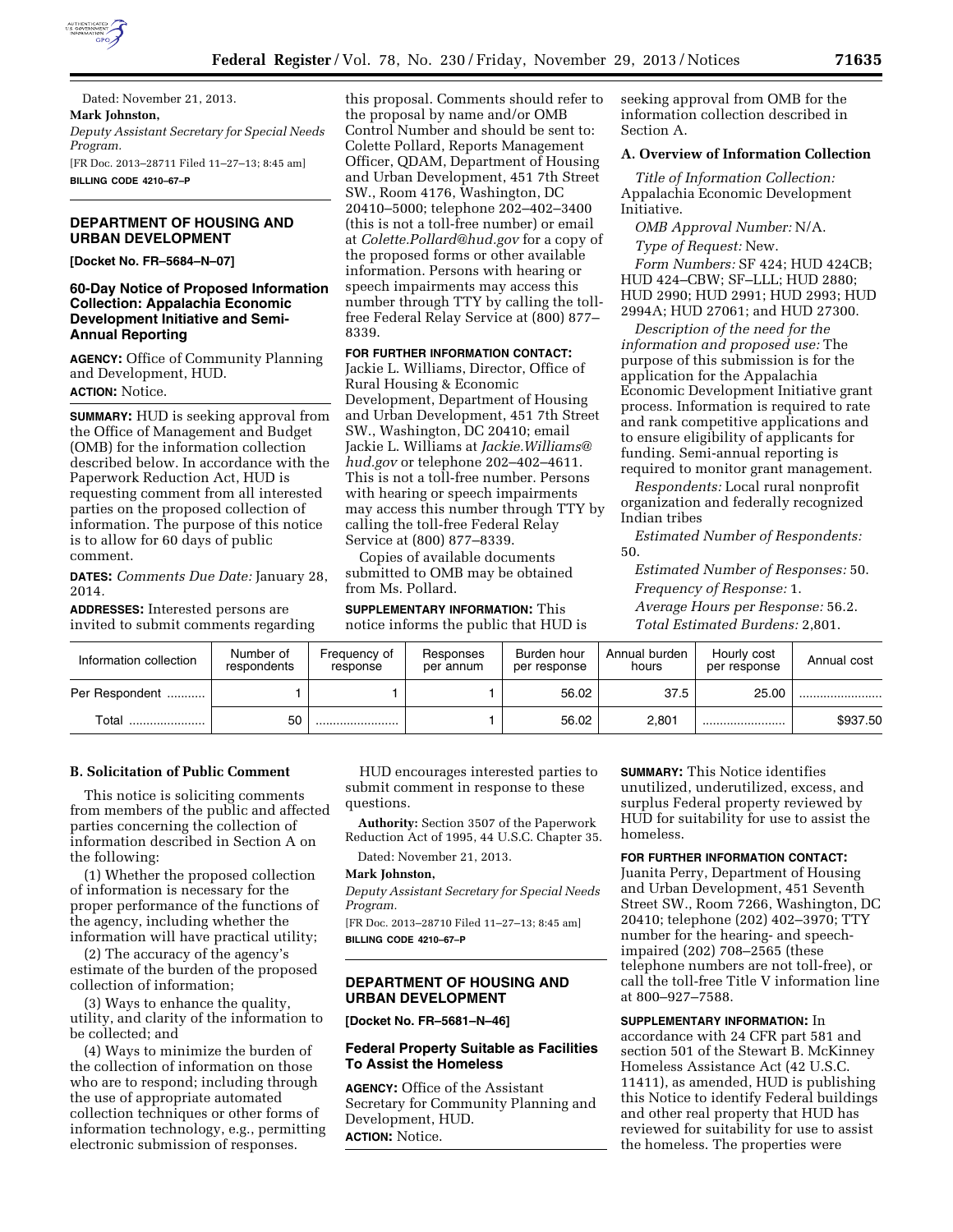Dated: November 21, 2013.

**Mark Johnston,**

*Deputy Assistant Secretary for Special Needs Program.*

[FR Doc. 2013–28711 Filed 11–27–13; 8:45 am]

**BILLING CODE 4210–67–P**

## DEPARTMENT OF HOUSING AND URBAN DEVELOPMENT

**[Docket No. FR–5684–N–07]**

### 60-Day Notice of Proposed Information Collection: Appalachia Economic Development Initiative and Semi-Annual Reporting

**AGENCY:** Office of Community Planning and Development, HUD.

**ACTION:** Notice.

**SUMMARY:** HUD is seeking approval from the Office of Management and Budget (OMB) for the information collection described below. In accordance with the Paperwork Reduction Act, HUD is requesting comment from all interested parties on the proposed collection of information. The purpose of this notice is to allow for 60 days of public comment.

**DATES:** *Comments Due Date:* January 28, 2014.

**ADDRESSES:** Interested persons are invited to submit comments regarding this proposal. Comments should refer to the proposal by name and/or OMB Control Number and should be sent to: Colette Pollard, Reports Management Officer, QDAM, Department of Housing and Urban Development, 451 7th Street SW., Room 4176, Washington, DC 20410–5000; telephone 202–402–3400 (this is not a toll-free number) or email at *Colette.Pollard@hud.gov* for a copy of the proposed forms or other available information. Persons with hearing or speech impairments may access this number through TTY by calling the toll-free Federal Relay Service at (800) 877–8339.

**FOR FURTHER INFORMATION CONTACT:** Jackie L. Williams, Director, Office of Rural Housing & Economic Development, Department of Housing and Urban Development, 451 7th Street SW., Washington, DC 20410; email Jackie L. Williams at *Jackie.Williams@hud.gov* or telephone 202–402–4611. This is not a toll-free number. Persons with hearing or speech impairments may access this number through TTY by calling the toll-free Federal Relay Service at (800) 877–8339.

Copies of available documents submitted to OMB may be obtained from Ms. Pollard.

**SUPPLEMENTARY INFORMATION:** This notice informs the public that HUD is seeking approval from OMB for the information collection described in Section A.

#### A. Overview of Information Collection

*Title of Information Collection:* Appalachia Economic Development Initiative.

*OMB Approval Number:* N/A.

*Type of Request:* New.

*Form Numbers:* SF 424; HUD 424CB; HUD 424–CBW; SF–LLL; HUD 2880; HUD 2990; HUD 2991; HUD 2993; HUD 2994A; HUD 27061; and HUD 27300.

*Description of the need for the information and proposed use:* The purpose of this submission is for the application for the Appalachia Economic Development Initiative grant process. Information is required to rate and rank competitive applications and to ensure eligibility of applicants for funding. Semi-annual reporting is required to monitor grant management.

*Respondents:* Local rural nonprofit organization and federally recognized Indian tribes

*Estimated Number of Respondents:* 50.

*Estimated Number of Responses:* 50.

*Frequency of Response:* 1.

*Average Hours per Response:* 56.2.

*Total Estimated Burdens:* 2,801.

| Information collection | Number of respondents | Frequency of response | Responses per annum | Burden hour per response | Annual burden hours | Hourly cost per response | Annual cost |
|---|---|---|---|---|---|---|---|
| Per Respondent ........... | 1 | 1 | 1 | 56.02 | 37.5 | 25.00 | ........................ |
| Total ...................... | 50 | ........................ | 1 | 56.02 | 2,801 | ........................ | $937.50 |

#### B. Solicitation of Public Comment

This notice is soliciting comments from members of the public and affected parties concerning the collection of information described in Section A on the following:

(1) Whether the proposed collection of information is necessary for the proper performance of the functions of the agency, including whether the information will have practical utility;

(2) The accuracy of the agency's estimate of the burden of the proposed collection of information;

(3) Ways to enhance the quality, utility, and clarity of the information to be collected; and

(4) Ways to minimize the burden of the collection of information on those who are to respond; including through the use of appropriate automated collection techniques or other forms of information technology, e.g., permitting electronic submission of responses.

HUD encourages interested parties to submit comment in response to these questions.

**Authority:** Section 3507 of the Paperwork Reduction Act of 1995, 44 U.S.C. Chapter 35.

Dated: November 21, 2013.

**Mark Johnston,**

*Deputy Assistant Secretary for Special Needs Program.*

[FR Doc. 2013–28710 Filed 11–27–13; 8:45 am]

**BILLING CODE 4210–67–P**

## DEPARTMENT OF HOUSING AND URBAN DEVELOPMENT

**[Docket No. FR–5681–N–46]**

### Federal Property Suitable as Facilities To Assist the Homeless

**AGENCY:** Office of the Assistant Secretary for Community Planning and Development, HUD.

**ACTION:** Notice.

**SUMMARY:** This Notice identifies unutilized, underutilized, excess, and surplus Federal property reviewed by HUD for suitability for use to assist the homeless.

**FOR FURTHER INFORMATION CONTACT:** Juanita Perry, Department of Housing and Urban Development, 451 Seventh Street SW., Room 7266, Washington, DC 20410; telephone (202) 402–3970; TTY number for the hearing- and speech-impaired (202) 708–2565 (these telephone numbers are not toll-free), or call the toll-free Title V information line at 800–927–7588.

**SUPPLEMENTARY INFORMATION:** In accordance with 24 CFR part 581 and section 501 of the Stewart B. McKinney Homeless Assistance Act (42 U.S.C. 11411), as amended, HUD is publishing this Notice to identify Federal buildings and other real property that HUD has reviewed for suitability for use to assist the homeless. The properties were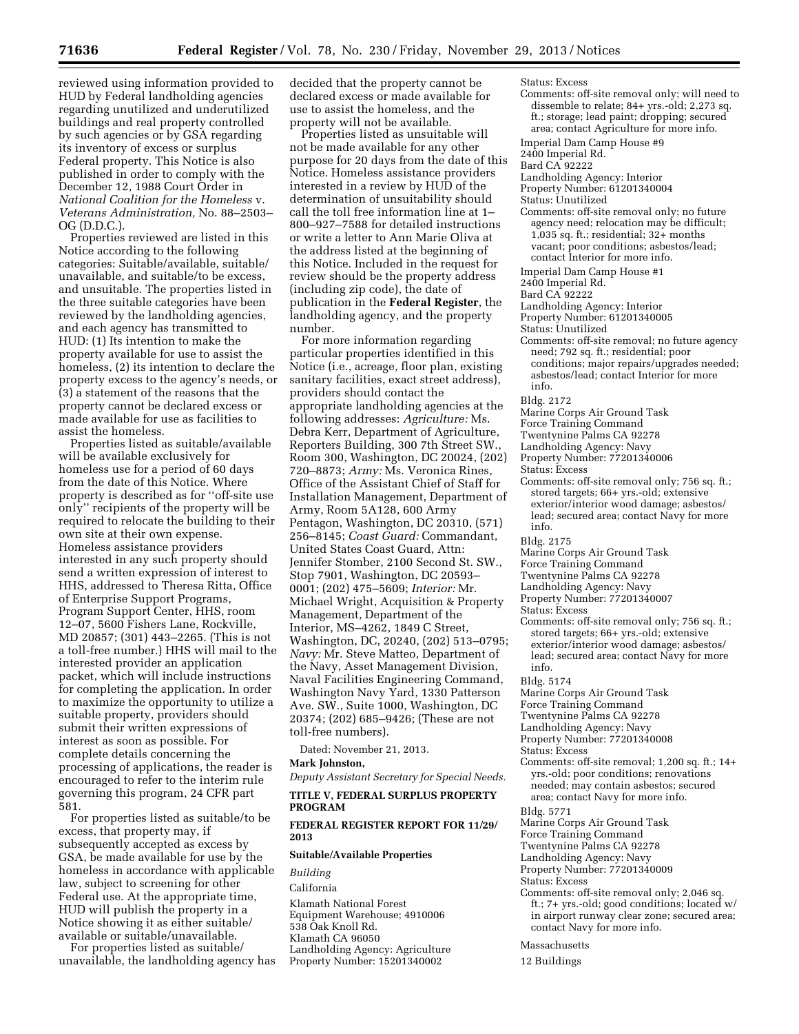reviewed using information provided to HUD by Federal landholding agencies regarding unutilized and underutilized buildings and real property controlled by such agencies or by GSA regarding its inventory of excess or surplus Federal property. This Notice is also published in order to comply with the December 12, 1988 Court Order in *National Coalition for the Homeless* v. *Veterans Administration,* No. 88–2503–OG (D.D.C.).

Properties reviewed are listed in this Notice according to the following categories: Suitable/available, suitable/unavailable, and suitable/to be excess, and unsuitable. The properties listed in the three suitable categories have been reviewed by the landholding agencies, and each agency has transmitted to HUD: (1) Its intention to make the property available for use to assist the homeless, (2) its intention to declare the property excess to the agency's needs, or (3) a statement of the reasons that the property cannot be declared excess or made available for use as facilities to assist the homeless.

Properties listed as suitable/available will be available exclusively for homeless use for a period of 60 days from the date of this Notice. Where property is described as for ''off-site use only'' recipients of the property will be required to relocate the building to their own site at their own expense. Homeless assistance providers interested in any such property should send a written expression of interest to HHS, addressed to Theresa Ritta, Office of Enterprise Support Programs, Program Support Center, HHS, room 12–07, 5600 Fishers Lane, Rockville, MD 20857; (301) 443–2265. (This is not a toll-free number.) HHS will mail to the interested provider an application packet, which will include instructions for completing the application. In order to maximize the opportunity to utilize a suitable property, providers should submit their written expressions of interest as soon as possible. For complete details concerning the processing of applications, the reader is encouraged to refer to the interim rule governing this program, 24 CFR part 581.

For properties listed as suitable/to be excess, that property may, if subsequently accepted as excess by GSA, be made available for use by the homeless in accordance with applicable law, subject to screening for other Federal use. At the appropriate time, HUD will publish the property in a Notice showing it as either suitable/available or suitable/unavailable.

For properties listed as suitable/unavailable, the landholding agency has decided that the property cannot be declared excess or made available for use to assist the homeless, and the property will not be available.

Properties listed as unsuitable will not be made available for any other purpose for 20 days from the date of this Notice. Homeless assistance providers interested in a review by HUD of the determination of unsuitability should call the toll free information line at 1–800–927–7588 for detailed instructions or write a letter to Ann Marie Oliva at the address listed at the beginning of this Notice. Included in the request for review should be the property address (including zip code), the date of publication in the **Federal Register**, the landholding agency, and the property number.

For more information regarding particular properties identified in this Notice (i.e., acreage, floor plan, existing sanitary facilities, exact street address), providers should contact the appropriate landholding agencies at the following addresses: *Agriculture:* Ms. Debra Kerr, Department of Agriculture, Reporters Building, 300 7th Street SW., Room 300, Washington, DC 20024, (202) 720–8873; *Army:* Ms. Veronica Rines, Office of the Assistant Chief of Staff for Installation Management, Department of Army, Room 5A128, 600 Army Pentagon, Washington, DC 20310, (571) 256–8145; *Coast Guard:* Commandant, United States Coast Guard, Attn: Jennifer Stomber, 2100 Second St. SW., Stop 7901, Washington, DC 20593–0001; (202) 475–5609; *Interior:* Mr. Michael Wright, Acquisition & Property Management, Department of the Interior, MS–4262, 1849 C Street, Washington, DC, 20240, (202) 513–0795; *Navy:* Mr. Steve Matteo, Department of the Navy, Asset Management Division, Naval Facilities Engineering Command, Washington Navy Yard, 1330 Patterson Ave. SW., Suite 1000, Washington, DC 20374; (202) 685–9426; (These are not toll-free numbers).

Dated: November 21, 2013.

**Mark Johnston,**

*Deputy Assistant Secretary for Special Needs.*

**TITLE V, FEDERAL SURPLUS PROPERTY PROGRAM**

**FEDERAL REGISTER REPORT FOR 11/29/2013**

**Suitable/Available Properties**

*Building*

California

Klamath National Forest
Equipment Warehouse; 4910006
538 Oak Knoll Rd.
Klamath CA 96050
Landholding Agency: Agriculture
Property Number: 15201340002
Status: Excess
Comments: off-site removal only; will need to dissemble to relate; 84+ yrs.-old; 2,273 sq. ft.; storage; lead paint; dropping; secured area; contact Agriculture for more info.

Imperial Dam Camp House #9
2400 Imperial Rd.
Bard CA 92222
Landholding Agency: Interior
Property Number: 61201340004
Status: Unutilized
Comments: off-site removal only; no future agency need; relocation may be difficult; 1,035 sq. ft.; residential; 32+ months vacant; poor conditions; asbestos/lead; contact Interior for more info.

Imperial Dam Camp House #1
2400 Imperial Rd.
Bard CA 92222
Landholding Agency: Interior
Property Number: 61201340005
Status: Unutilized
Comments: off-site removal; no future agency need; 792 sq. ft.; residential; poor conditions; major repairs/upgrades needed; asbestos/lead; contact Interior for more info.

Bldg. 2172
Marine Corps Air Ground Task
Force Training Command
Twentynine Palms CA 92278
Landholding Agency: Navy
Property Number: 77201340006
Status: Excess
Comments: off-site removal only; 756 sq. ft.; stored targets; 66+ yrs.-old; extensive exterior/interior wood damage; asbestos/lead; secured area; contact Navy for more info.

Bldg. 2175
Marine Corps Air Ground Task
Force Training Command
Twentynine Palms CA 92278
Landholding Agency: Navy
Property Number: 77201340007
Status: Excess
Comments: off-site removal only; 756 sq. ft.; stored targets; 66+ yrs.-old; extensive exterior/interior wood damage; asbestos/lead; secured area; contact Navy for more info.

Bldg. 5174
Marine Corps Air Ground Task
Force Training Command
Twentynine Palms CA 92278
Landholding Agency: Navy
Property Number: 77201340008
Status: Excess
Comments: off-site removal; 1,200 sq. ft.; 14+ yrs.-old; poor conditions; renovations needed; may contain asbestos; secured area; contact Navy for more info.

Bldg. 5771
Marine Corps Air Ground Task
Force Training Command
Twentynine Palms CA 92278
Landholding Agency: Navy
Property Number: 77201340009
Status: Excess
Comments: off-site removal only; 2,046 sq. ft.; 7+ yrs.-old; good conditions; located w/in airport runway clear zone; secured area; contact Navy for more info.

Massachusetts

12 Buildings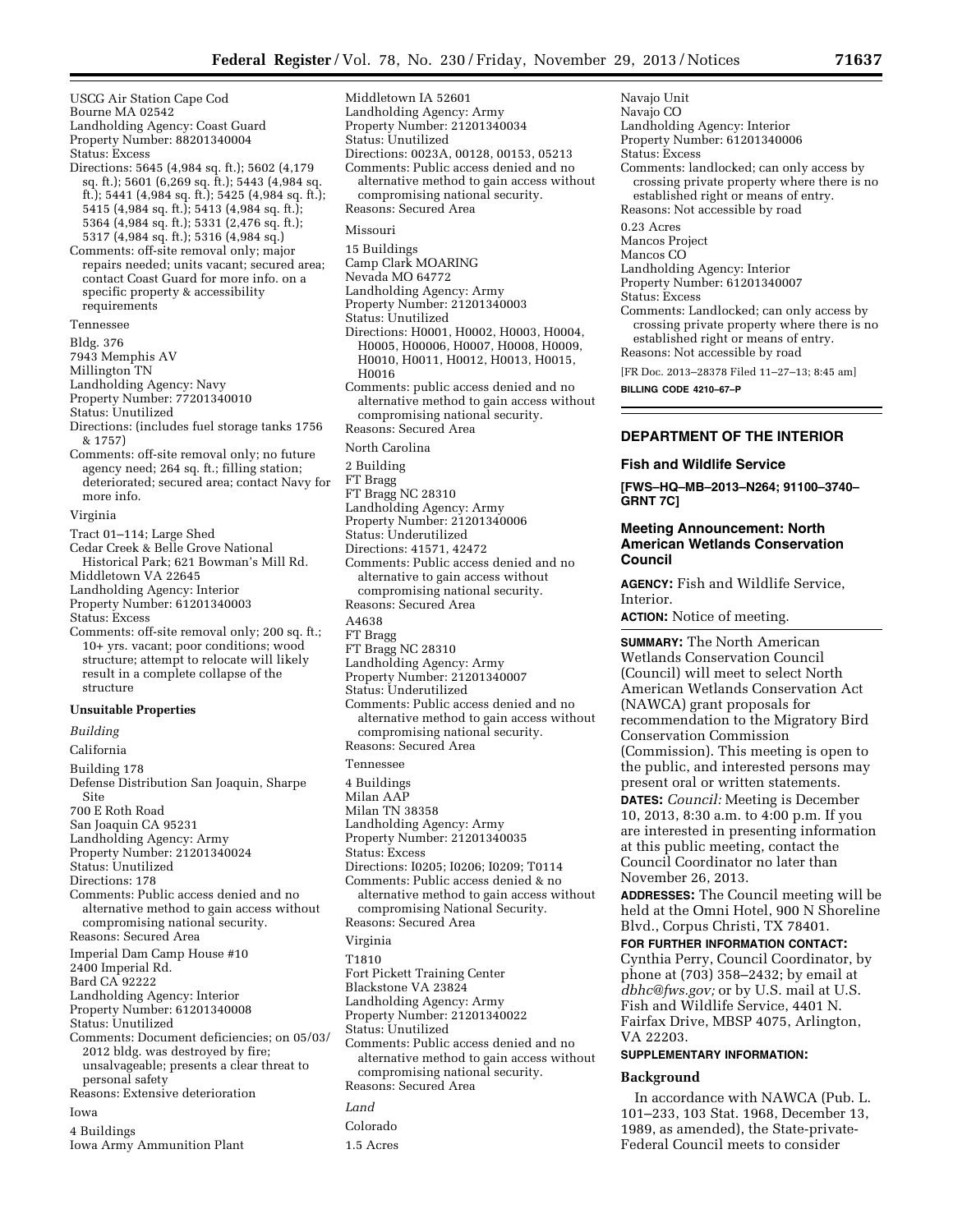USCG Air Station Cape Cod
Bourne MA 02542
Landholding Agency: Coast Guard
Property Number: 88201340004
Status: Excess
Directions: 5645 (4,984 sq. ft.); 5602 (4,179 sq. ft.); 5601 (6,269 sq. ft.); 5443 (4,984 sq. ft.); 5441 (4,984 sq. ft.); 5425 (4,984 sq. ft.); 5415 (4,984 sq. ft.); 5413 (4,984 sq. ft.); 5364 (4,984 sq. ft.); 5331 (2,476 sq. ft.); 5317 (4,984 sq. ft.); 5316 (4,984 sq.)
Comments: off-site removal only; major repairs needed; units vacant; secured area; contact Coast Guard for more info. on a specific property & accessibility requirements

Tennessee

Bldg. 376
7943 Memphis AV
Millington TN
Landholding Agency: Navy
Property Number: 77201340010
Status: Unutilized
Directions: (includes fuel storage tanks 1756 & 1757)
Comments: off-site removal only; no future agency need; 264 sq. ft.; filling station; deteriorated; secured area; contact Navy for more info.

Virginia

Tract 01–114; Large Shed
Cedar Creek & Belle Grove National Historical Park; 621 Bowman's Mill Rd.
Middletown VA 22645
Landholding Agency: Interior
Property Number: 61201340003
Status: Excess
Comments: off-site removal only; 200 sq. ft.; 10+ yrs. vacant; poor conditions; wood structure; attempt to relocate will likely result in a complete collapse of the structure

**Unsuitable Properties**

*Building*

California

Building 178
Defense Distribution San Joaquin, Sharpe Site
700 E Roth Road
San Joaquin CA 95231
Landholding Agency: Army
Property Number: 21201340024
Status: Unutilized
Directions: 178
Comments: Public access denied and no alternative method to gain access without compromising national security.
Reasons: Secured Area

Imperial Dam Camp House #10
2400 Imperial Rd.
Bard CA 92222
Landholding Agency: Interior
Property Number: 61201340008
Status: Unutilized
Comments: Document deficiencies; on 05/03/2012 bldg. was destroyed by fire; unsalvageable; presents a clear threat to personal safety
Reasons: Extensive deterioration

Iowa

4 Buildings
Iowa Army Ammunition Plant
Middletown IA 52601
Landholding Agency: Army
Property Number: 21201340034
Status: Unutilized
Directions: 0023A, 00128, 00153, 05213
Comments: Public access denied and no alternative method to gain access without compromising national security.
Reasons: Secured Area

Missouri

15 Buildings
Camp Clark MOARING
Nevada MO 64772
Landholding Agency: Army
Property Number: 21201340003
Status: Unutilized
Directions: H0001, H0002, H0003, H0004, H0005, H00006, H0007, H0008, H0009, H0010, H0011, H0012, H0013, H0015, H0016
Comments: public access denied and no alternative method to gain access without compromising national security.
Reasons: Secured Area

North Carolina

2 Building
FT Bragg
FT Bragg NC 28310
Landholding Agency: Army
Property Number: 21201340006
Status: Underutilized
Directions: 41571, 42472
Comments: Public access denied and no alternative to gain access without compromising national security.
Reasons: Secured Area

A4638
FT Bragg
FT Bragg NC 28310
Landholding Agency: Army
Property Number: 21201340007
Status: Underutilized
Comments: Public access denied and no alternative method to gain access without compromising national security.
Reasons: Secured Area

Tennessee

4 Buildings
Milan AAP
Milan TN 38358
Landholding Agency: Army
Property Number: 21201340035
Status: Excess
Directions: I0205; I0206; I0209; T0114
Comments: Public access denied & no alternative method to gain access without compromising National Security.
Reasons: Secured Area

Virginia

T1810
Fort Pickett Training Center
Blackstone VA 23824
Landholding Agency: Army
Property Number: 21201340022
Status: Unutilized
Comments: Public access denied and no alternative method to gain access without compromising national security.
Reasons: Secured Area

*Land*

Colorado

1.5 Acres
Navajo Unit
Navajo CO
Landholding Agency: Interior
Property Number: 61201340006
Status: Excess
Comments: landlocked; can only access by crossing private property where there is no established right or means of entry.
Reasons: Not accessible by road

0.23 Acres
Mancos Project
Mancos CO
Landholding Agency: Interior
Property Number: 61201340007
Status: Excess
Comments: Landlocked; can only access by crossing private property where there is no established right or means of entry.
Reasons: Not accessible by road

[FR Doc. 2013–28378 Filed 11–27–13; 8:45 am]

**BILLING CODE 4210–67–P**

## DEPARTMENT OF THE INTERIOR

### Fish and Wildlife Service

**[FWS–HQ–MB–2013–N264; 91100–3740–GRNT 7C]**

### Meeting Announcement: North American Wetlands Conservation Council

**AGENCY:** Fish and Wildlife Service, Interior.

**ACTION:** Notice of meeting.

**SUMMARY:** The North American Wetlands Conservation Council (Council) will meet to select North American Wetlands Conservation Act (NAWCA) grant proposals for recommendation to the Migratory Bird Conservation Commission (Commission). This meeting is open to the public, and interested persons may present oral or written statements.

**DATES:** *Council:* Meeting is December 10, 2013, 8:30 a.m. to 4:00 p.m. If you are interested in presenting information at this public meeting, contact the Council Coordinator no later than November 26, 2013.

**ADDRESSES:** The Council meeting will be held at the Omni Hotel, 900 N Shoreline Blvd., Corpus Christi, TX 78401.

**FOR FURTHER INFORMATION CONTACT:** Cynthia Perry, Council Coordinator, by phone at (703) 358–2432; by email at *dbhc@fws.gov;* or by U.S. mail at U.S. Fish and Wildlife Service, 4401 N. Fairfax Drive, MBSP 4075, Arlington, VA 22203.

**SUPPLEMENTARY INFORMATION:**

**Background**

In accordance with NAWCA (Pub. L. 101–233, 103 Stat. 1968, December 13, 1989, as amended), the State-private-Federal Council meets to consider